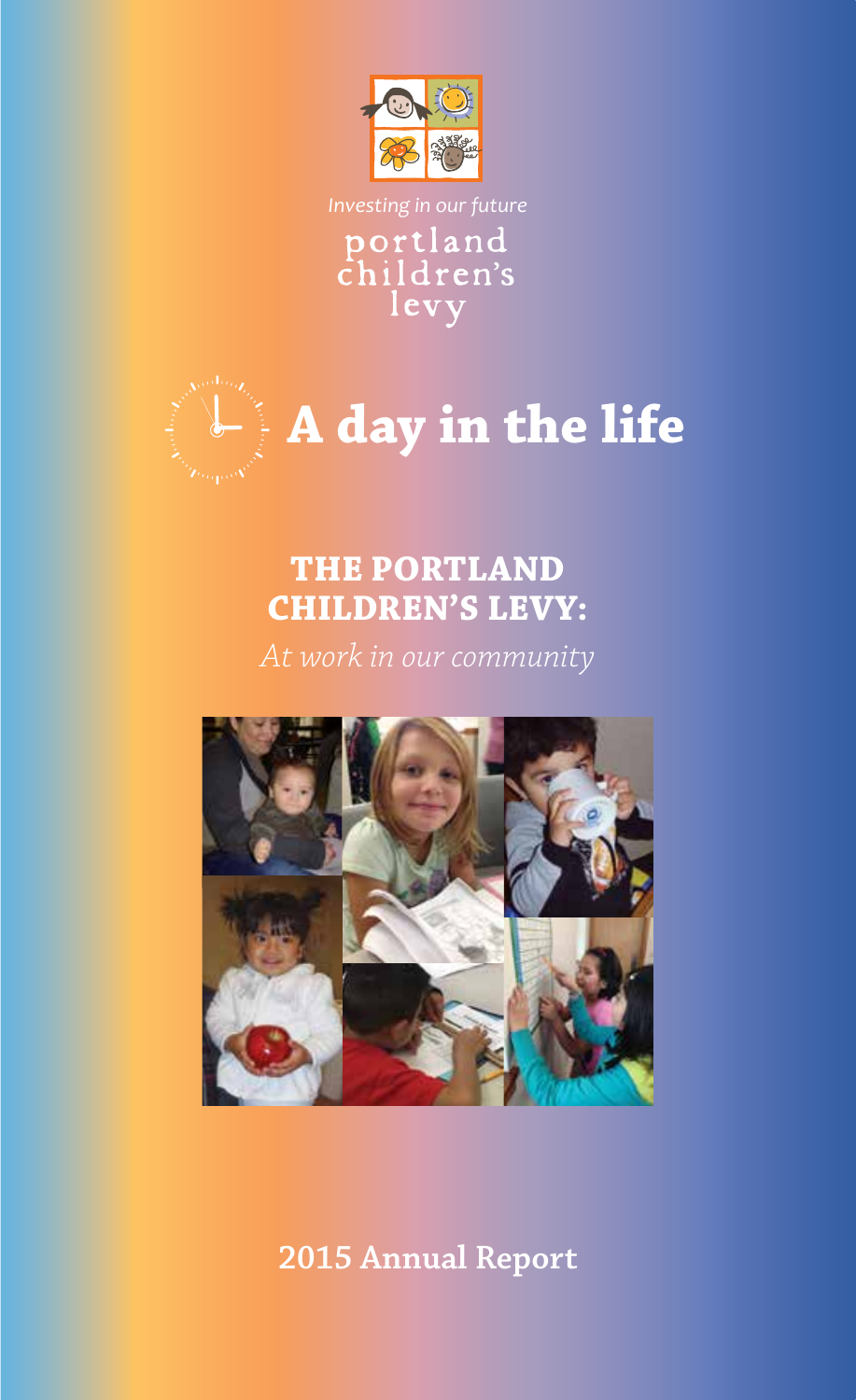*Investing in our future*

portland children's levy

# A day in the life

## THE PORTLAND CHILDREN'S LEVY:

*At work in our community*

**2015 Annual Report**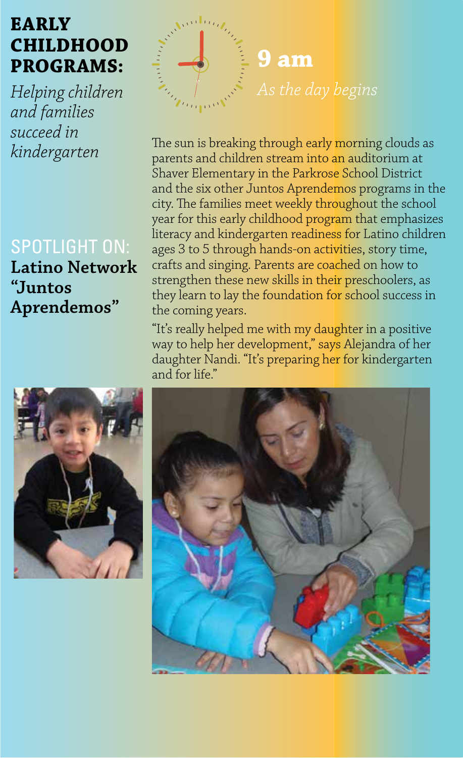# EARLY CHILDHOOD PROGRAMS:

*Helping children and families succeed in kindergarten*

SPOTLIGHT ON:

**Latino Network "Juntos Aprendemos"**

## 9 am

*As the day begins*

The sun is breaking through early morning clouds as parents and children stream into an auditorium at Shaver Elementary in the Parkrose School District and the six other Juntos Aprendemos programs in the city. The families meet weekly throughout the school year for this early childhood program that emphasizes literacy and kindergarten readiness for Latino children ages 3 to 5 through hands-on activities, story time, crafts and singing. Parents are coached on how to strengthen these new skills in their preschoolers, as they learn to lay the foundation for school success in the coming years.

"It's really helped me with my daughter in a positive way to help her development," says Alejandra of her daughter Nandi. "It's preparing her for kindergarten and for life."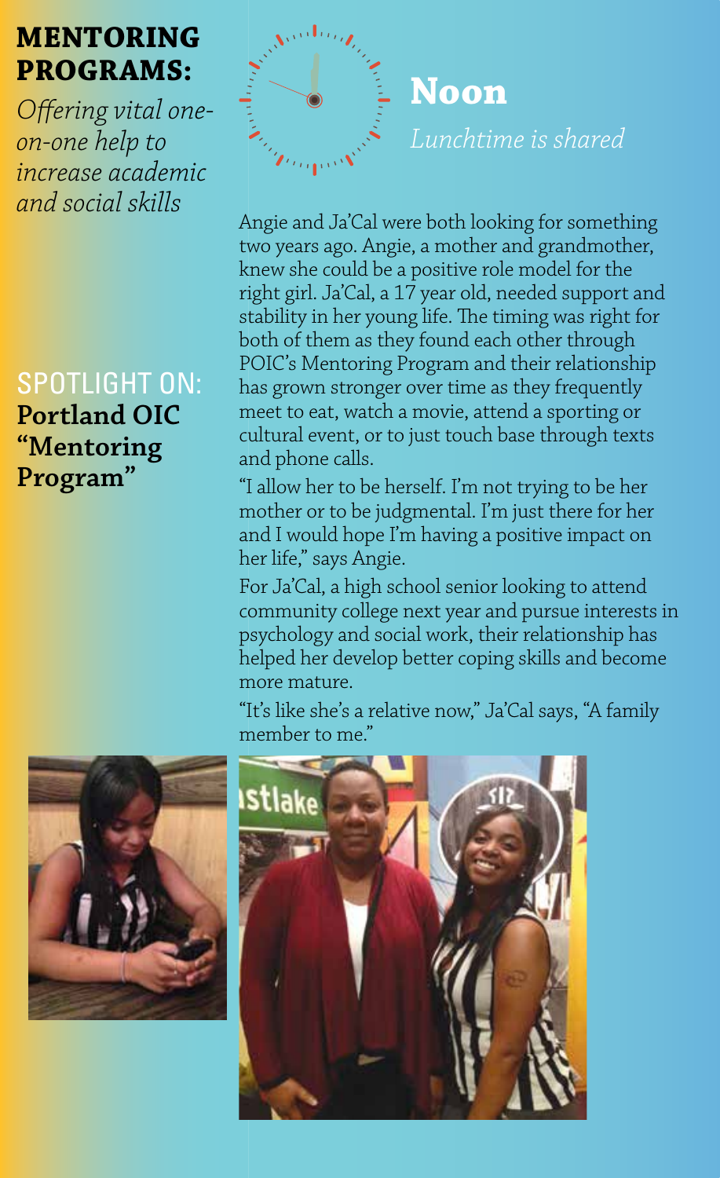## MENTORING PROGRAMS:

*Offering vital one-on-one help to increase academic and social skills*

SPOTLIGHT ON:
**Portland OIC "Mentoring Program"**

# Noon

*Lunchtime is shared*

Angie and Ja'Cal were both looking for something two years ago. Angie, a mother and grandmother, knew she could be a positive role model for the right girl. Ja'Cal, a 17 year old, needed support and stability in her young life. The timing was right for both of them as they found each other through POIC's Mentoring Program and their relationship has grown stronger over time as they frequently meet to eat, watch a movie, attend a sporting or cultural event, or to just touch base through texts and phone calls.

"I allow her to be herself. I'm not trying to be her mother or to be judgmental. I'm just there for her and I would hope I'm having a positive impact on her life," says Angie.

For Ja'Cal, a high school senior looking to attend community college next year and pursue interests in psychology and social work, their relationship has helped her develop better coping skills and become more mature.

"It's like she's a relative now," Ja'Cal says, "A family member to me."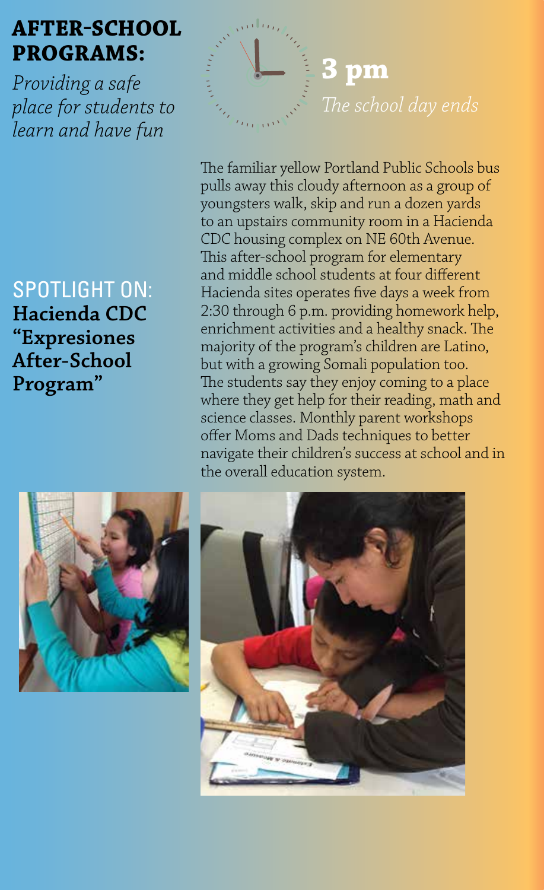## AFTER-SCHOOL PROGRAMS:

*Providing a safe place for students to learn and have fun*

**3 pm**

*The school day ends*

SPOTLIGHT ON:
**Hacienda CDC "Expresiones After-School Program"**

The familiar yellow Portland Public Schools bus pulls away this cloudy afternoon as a group of youngsters walk, skip and run a dozen yards to an upstairs community room in a Hacienda CDC housing complex on NE 60th Avenue. This after-school program for elementary and middle school students at four different Hacienda sites operates five days a week from 2:30 through 6 p.m. providing homework help, enrichment activities and a healthy snack. The majority of the program's children are Latino, but with a growing Somali population too. The students say they enjoy coming to a place where they get help for their reading, math and science classes. Monthly parent workshops offer Moms and Dads techniques to better navigate their children's success at school and in the overall education system.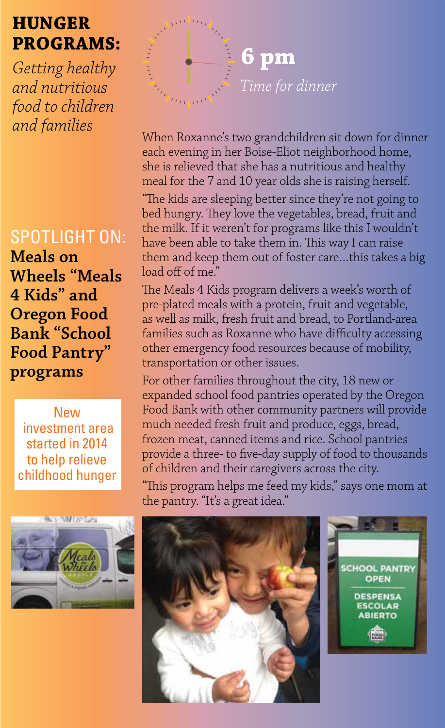# HUNGER PROGRAMS:

*Getting healthy and nutritious food to children and families*

## 6 pm

*Time for dinner*

SPOTLIGHT ON:

**Meals on Wheels "Meals 4 Kids" and Oregon Food Bank "School Food Pantry" programs**

New investment area started in 2014 to help relieve childhood hunger

When Roxanne's two grandchildren sit down for dinner each evening in her Boise-Eliot neighborhood home, she is relieved that she has a nutritious and healthy meal for the 7 and 10 year olds she is raising herself.

"The kids are sleeping better since they're not going to bed hungry. They love the vegetables, bread, fruit and the milk. If it weren't for programs like this I wouldn't have been able to take them in. This way I can raise them and keep them out of foster care…this takes a big load off of me."

The Meals 4 Kids program delivers a week's worth of pre-plated meals with a protein, fruit and vegetable, as well as milk, fresh fruit and bread, to Portland-area families such as Roxanne who have difficulty accessing other emergency food resources because of mobility, transportation or other issues.

For other families throughout the city, 18 new or expanded school food pantries operated by the Oregon Food Bank with other community partners will provide much needed fresh fruit and produce, eggs, bread, frozen meat, canned items and rice. School pantries provide a three- to five-day supply of food to thousands of children and their caregivers across the city.

"This program helps me feed my kids," says one mom at the pantry. "It's a great idea."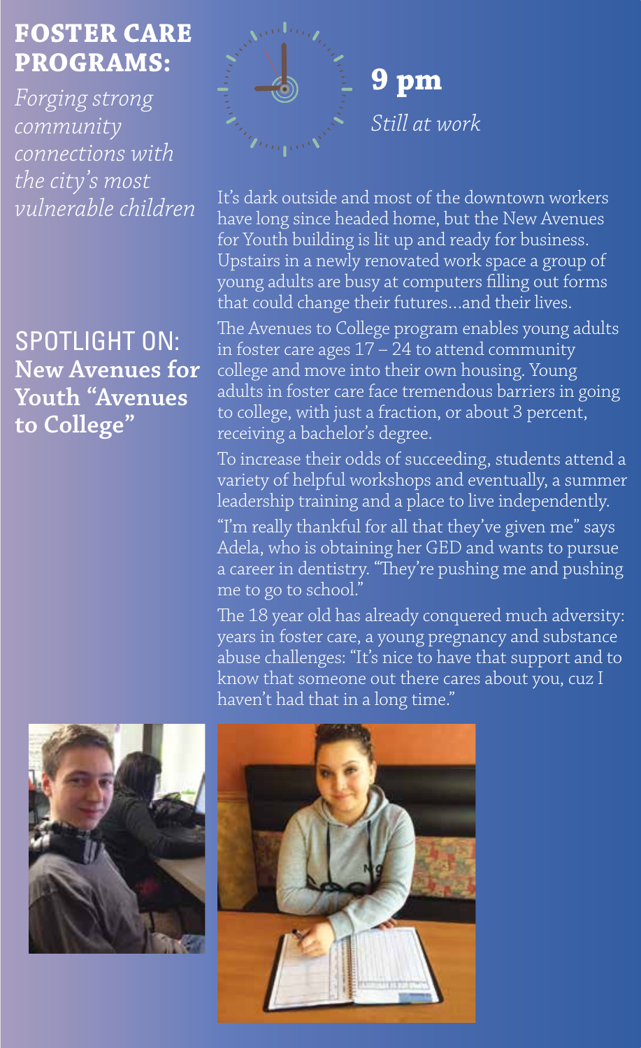# FOSTER CARE PROGRAMS:

*Forging strong community connections with the city's most vulnerable children*

## 9 pm

*Still at work*

## SPOTLIGHT ON: New Avenues for Youth "Avenues to College"

It's dark outside and most of the downtown workers have long since headed home, but the New Avenues for Youth building is lit up and ready for business. Upstairs in a newly renovated work space a group of young adults are busy at computers filling out forms that could change their futures…and their lives.

The Avenues to College program enables young adults in foster care ages 17 – 24 to attend community college and move into their own housing. Young adults in foster care face tremendous barriers in going to college, with just a fraction, or about 3 percent, receiving a bachelor's degree.

To increase their odds of succeeding, students attend a variety of helpful workshops and eventually, a summer leadership training and a place to live independently.

"I'm really thankful for all that they've given me" says Adela, who is obtaining her GED and wants to pursue a career in dentistry. "They're pushing me and pushing me to go to school."

The 18 year old has already conquered much adversity: years in foster care, a young pregnancy and substance abuse challenges: "It's nice to have that support and to know that someone out there cares about you, cuz I haven't had that in a long time."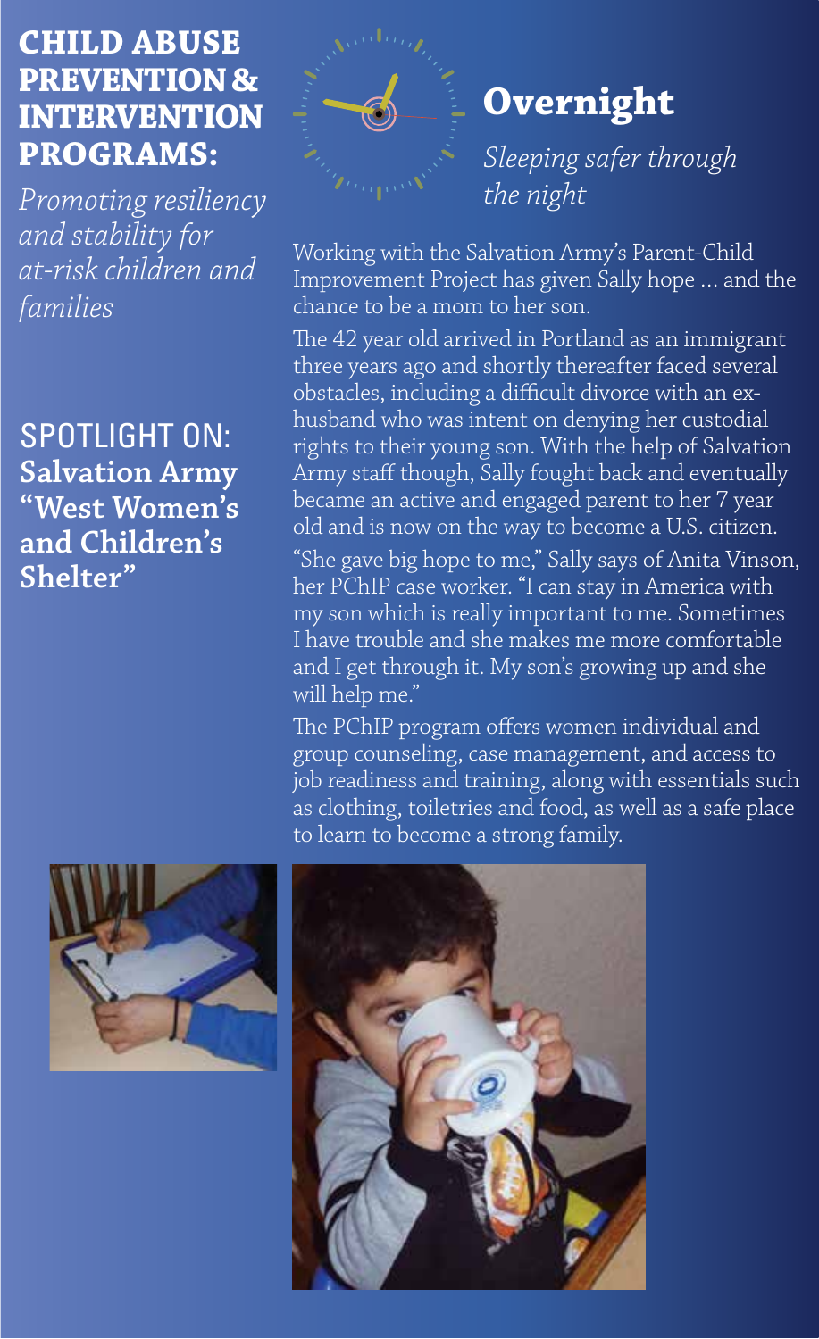## CHILD ABUSE PREVENTION & INTERVENTION PROGRAMS:

*Promoting resiliency and stability for at-risk children and families*

SPOTLIGHT ON:
**Salvation Army "West Women's and Children's Shelter"**

# Overnight

*Sleeping safer through the night*

Working with the Salvation Army's Parent-Child Improvement Project has given Sally hope ... and the chance to be a mom to her son.

The 42 year old arrived in Portland as an immigrant three years ago and shortly thereafter faced several obstacles, including a difficult divorce with an ex-husband who was intent on denying her custodial rights to their young son. With the help of Salvation Army staff though, Sally fought back and eventually became an active and engaged parent to her 7 year old and is now on the way to become a U.S. citizen.

"She gave big hope to me," Sally says of Anita Vinson, her PChIP case worker. "I can stay in America with my son which is really important to me. Sometimes I have trouble and she makes me more comfortable and I get through it. My son's growing up and she will help me."

The PChIP program offers women individual and group counseling, case management, and access to job readiness and training, along with essentials such as clothing, toiletries and food, as well as a safe place to learn to become a strong family.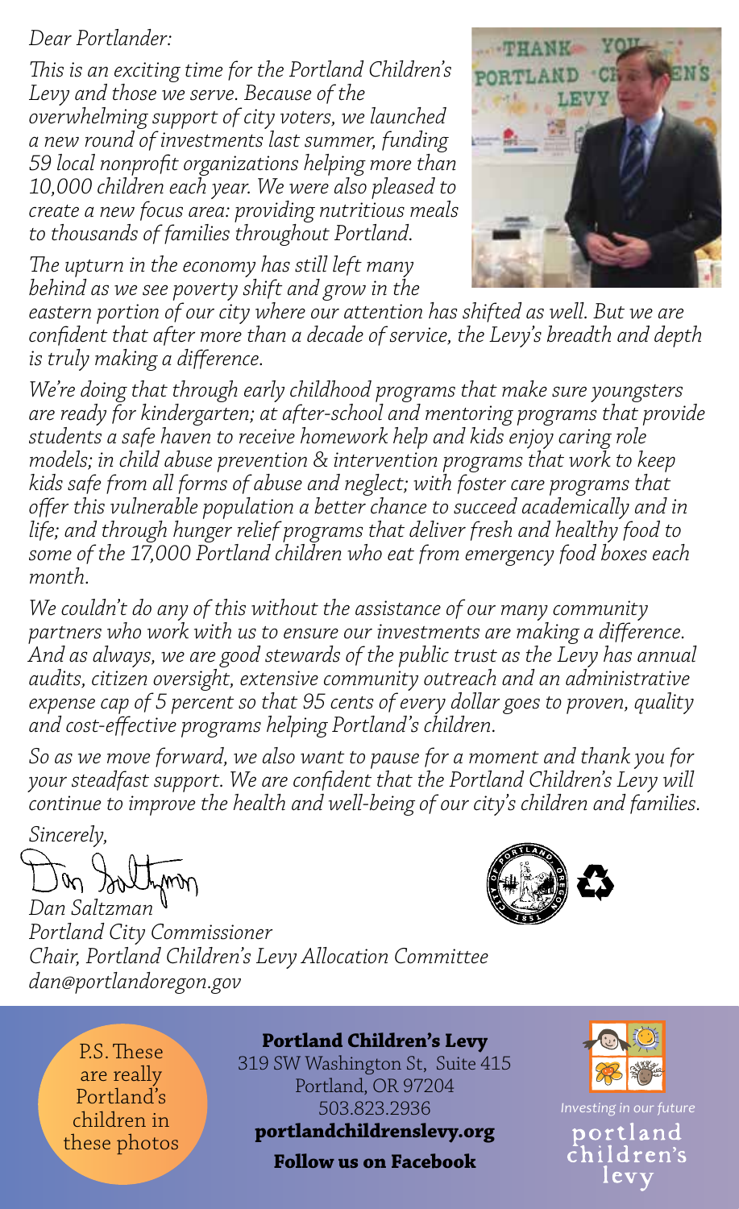*Dear Portlander:*

*This is an exciting time for the Portland Children's Levy and those we serve. Because of the overwhelming support of city voters, we launched a new round of investments last summer, funding 59 local nonprofit organizations helping more than 10,000 children each year. We were also pleased to create a new focus area: providing nutritious meals to thousands of families throughout Portland.*

*The upturn in the economy has still left many behind as we see poverty shift and grow in the eastern portion of our city where our attention has shifted as well. But we are confident that after more than a decade of service, the Levy's breadth and depth is truly making a difference.*

*We're doing that through early childhood programs that make sure youngsters are ready for kindergarten; at after-school and mentoring programs that provide students a safe haven to receive homework help and kids enjoy caring role models; in child abuse prevention & intervention programs that work to keep kids safe from all forms of abuse and neglect; with foster care programs that offer this vulnerable population a better chance to succeed academically and in life; and through hunger relief programs that deliver fresh and healthy food to some of the 17,000 Portland children who eat from emergency food boxes each month.*

*We couldn't do any of this without the assistance of our many community partners who work with us to ensure our investments are making a difference. And as always, we are good stewards of the public trust as the Levy has annual audits, citizen oversight, extensive community outreach and an administrative expense cap of 5 percent so that 95 cents of every dollar goes to proven, quality and cost-effective programs helping Portland's children.*

*So as we move forward, we also want to pause for a moment and thank you for your steadfast support. We are confident that the Portland Children's Levy will continue to improve the health and well-being of our city's children and families.*

*Sincerely,*

*Dan Saltzman*
*Portland City Commissioner*
*Chair, Portland Children's Levy Allocation Committee*
*dan@portlandoregon.gov*

P.S. These are really Portland's children in these photos

**Portland Children's Levy**
319 SW Washington St, Suite 415
Portland, OR 97204
503.823.2936
**portlandchildrenslevy.org**
**Follow us on Facebook**

*Investing in our future*
portland children's levy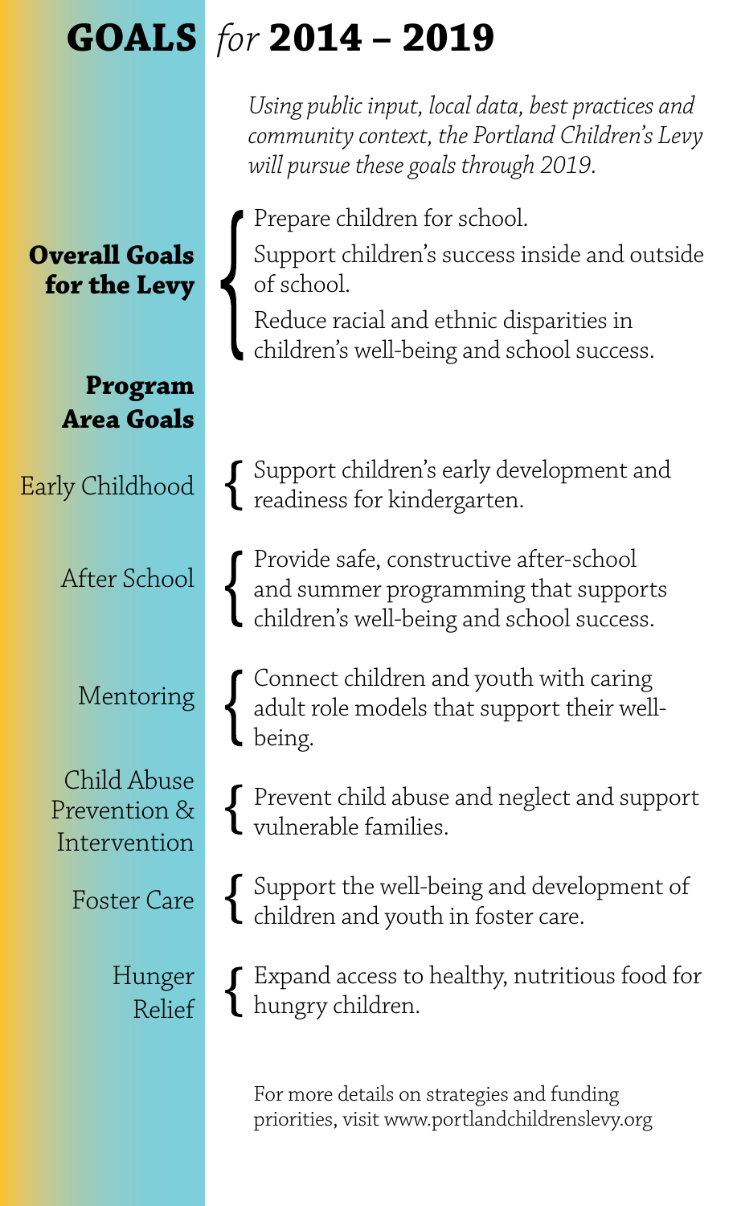# **GOALS** *for* **2014 – 2019**

*Using public input, local data, best practices and community context, the Portland Children's Levy will pursue these goals through 2019.*

## Overall Goals for the Levy

- Prepare children for school.
- Support children's success inside and outside of school.
- Reduce racial and ethnic disparities in children's well-being and school success.

## Program Area Goals

**Early Childhood**
Support children's early development and readiness for kindergarten.

**After School**
Provide safe, constructive after-school and summer programming that supports children's well-being and school success.

**Mentoring**
Connect children and youth with caring adult role models that support their well-being.

**Child Abuse Prevention & Intervention**
Prevent child abuse and neglect and support vulnerable families.

**Foster Care**
Support the well-being and development of children and youth in foster care.

**Hunger Relief**
Expand access to healthy, nutritious food for hungry children.

For more details on strategies and funding priorities, visit www.portlandchildrenslevy.org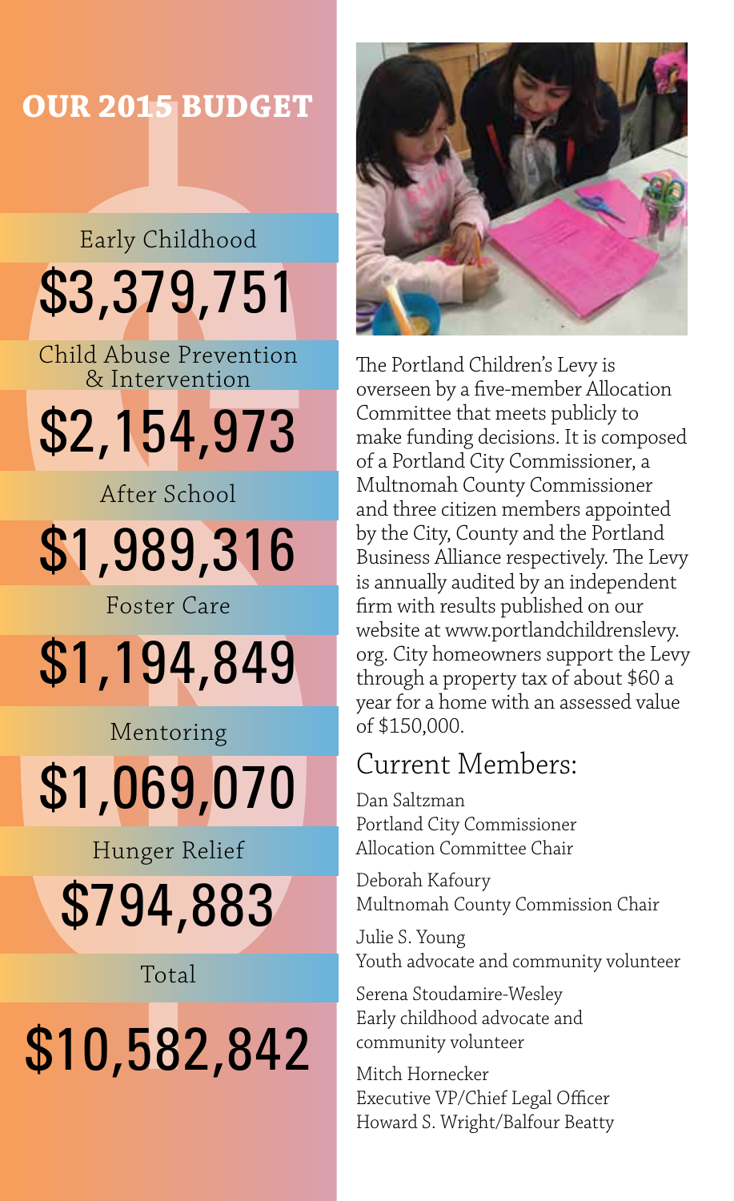## OUR 2015 BUDGET

Early Childhood

**$3,379,751**

Child Abuse Prevention & Intervention

**$2,154,973**

After School

**$1,989,316**

Foster Care

**$1,194,849**

Mentoring

**$1,069,070**

Hunger Relief

**$794,883**

Total

**$10,582,842**

The Portland Children's Levy is overseen by a five-member Allocation Committee that meets publicly to make funding decisions. It is composed of a Portland City Commissioner, a Multnomah County Commissioner and three citizen members appointed by the City, County and the Portland Business Alliance respectively. The Levy is annually audited by an independent firm with results published on our website at www.portlandchildrenslevy.org. City homeowners support the Levy through a property tax of about $60 a year for a home with an assessed value of $150,000.

### Current Members:

Dan Saltzman
Portland City Commissioner
Allocation Committee Chair

Deborah Kafoury
Multnomah County Commission Chair

Julie S. Young
Youth advocate and community volunteer

Serena Stoudamire-Wesley
Early childhood advocate and community volunteer

Mitch Hornecker
Executive VP/Chief Legal Officer
Howard S. Wright/Balfour Beatty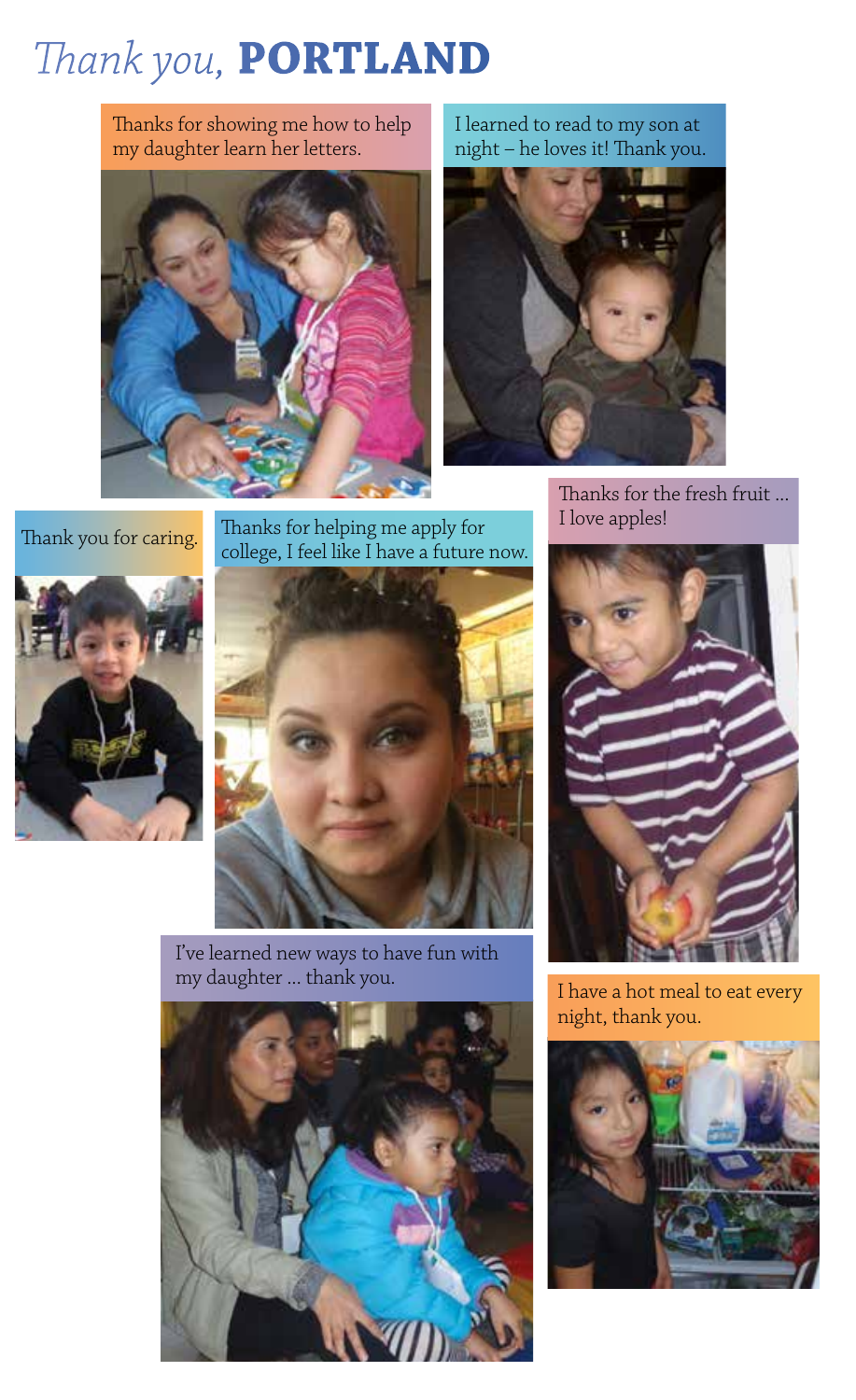# *Thank you,* **PORTLAND**

Thanks for showing me how to help my daughter learn her letters.

I learned to read to my son at night – he loves it! Thank you.

Thank you for caring.

Thanks for helping me apply for college, I feel like I have a future now.

Thanks for the fresh fruit ... I love apples!

I've learned new ways to have fun with my daughter ... thank you.

I have a hot meal to eat every night, thank you.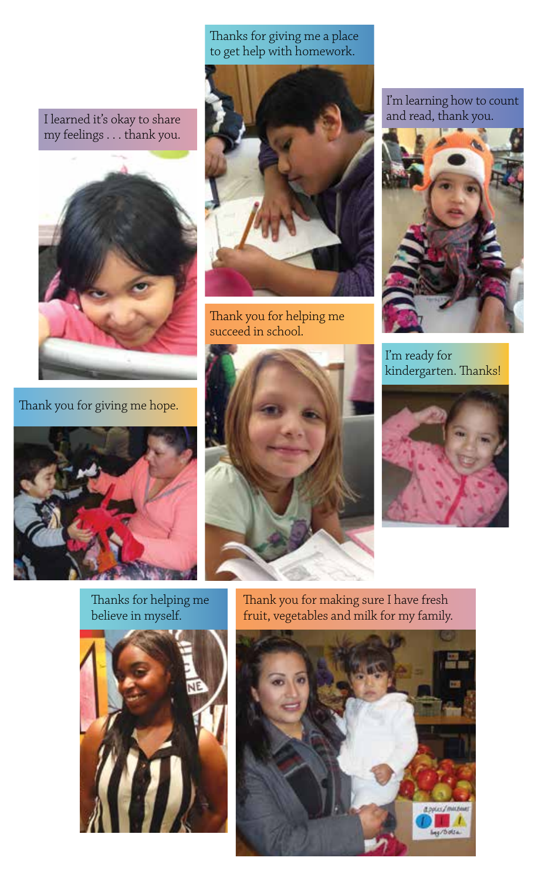I learned it's okay to share my feelings . . . thank you.

Thanks for giving me a place to get help with homework.

I'm learning how to count and read, thank you.

Thank you for giving me hope.

Thank you for helping me succeed in school.

I'm ready for kindergarten. Thanks!

Thanks for helping me believe in myself.

Thank you for making sure I have fresh fruit, vegetables and milk for my family.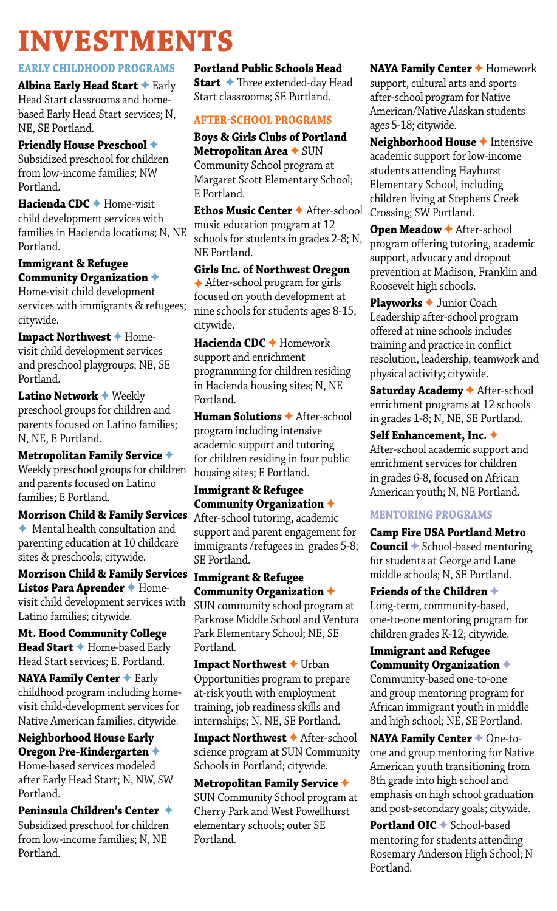# INVESTMENTS

## EARLY CHILDHOOD PROGRAMS

**Albina Early Head Start** ✦ Early Head Start classrooms and home-based Early Head Start services; N, NE, SE Portland.

**Friendly House Preschool** ✦ Subsidized preschool for children from low-income families; NW Portland.

**Hacienda CDC** ✦ Home-visit child development services with families in Hacienda locations; N, NE Portland.

**Immigrant & Refugee Community Organization** ✦ Home-visit child development services with immigrants & refugees; citywide.

**Impact Northwest** ✦ Home-visit child development services and preschool playgroups; NE, SE Portland.

**Latino Network** ✦ Weekly preschool groups for children and parents focused on Latino families; N, NE, E Portland.

**Metropolitan Family Service** ✦ Weekly preschool groups for children and parents focused on Latino families; E Portland.

**Morrison Child & Family Services** ✦ Mental health consultation and parenting education at 10 childcare sites & preschools; citywide.

**Morrison Child & Family Services Listos Para Aprender** ✦ Home-visit child development services with Latino families; citywide.

**Mt. Hood Community College Head Start** ✦ Home-based Early Head Start services; E. Portland.

**NAYA Family Center** ✦ Early childhood program including home-visit child-development services for Native American families; citywide.

**Neighborhood House Early Oregon Pre-Kindergarten** ✦ Home-based services modeled after Early Head Start; N, NW, SW Portland.

**Peninsula Children's Center** ✦ Subsidized preschool for children from low-income families; N, NE Portland.

**Portland Public Schools Head Start** ✦ Three extended-day Head Start classrooms; SE Portland.

## AFTER-SCHOOL PROGRAMS

**Boys & Girls Clubs of Portland Metropolitan Area** ✦ SUN Community School program at Margaret Scott Elementary School; E Portland.

**Ethos Music Center** ✦ After-school music education program at 12 schools for students in grades 2-8; N, NE Portland.

**Girls Inc. of Northwest Oregon** ✦ After-school program for girls focused on youth development at nine schools for students ages 8-15; citywide.

**Hacienda CDC** ✦ Homework support and enrichment programming for children residing in Hacienda housing sites; N, NE Portland.

**Human Solutions** ✦ After-school program including intensive academic support and tutoring for children residing in four public housing sites; E Portland.

**Immigrant & Refugee Community Organization** ✦ After-school tutoring, academic support and parent engagement for immigrants /refugees in grades 5-8; SE Portland.

**Immigrant & Refugee Community Organization** ✦ SUN community school program at Parkrose Middle School and Ventura Park Elementary School; NE, SE Portland.

**Impact Northwest** ✦ Urban Opportunities program to prepare at-risk youth with employment training, job readiness skills and internships; N, NE, SE Portland.

**Impact Northwest** ✦ After-school science program at SUN Community Schools in Portland; citywide.

**Metropolitan Family Service** ✦ SUN Community School program at Cherry Park and West Powellhurst elementary schools; outer SE Portland.

**NAYA Family Center** ✦ Homework support, cultural arts and sports after-school program for Native American/Native Alaskan students ages 5-18; citywide.

**Neighborhood House** ✦ Intensive academic support for low-income students attending Hayhurst Elementary School, including children living at Stephens Creek Crossing; SW Portland.

**Open Meadow** ✦ After-school program offering tutoring, academic support, advocacy and dropout prevention at Madison, Franklin and Roosevelt high schools.

**Playworks** ✦ Junior Coach Leadership after-school program offered at nine schools includes training and practice in conflict resolution, leadership, teamwork and physical activity; citywide.

**Saturday Academy** ✦ After-school enrichment programs at 12 schools in grades 1-8; N, NE, SE Portland.

**Self Enhancement, Inc.** ✦ After-school academic support and enrichment services for children in grades 6-8, focused on African American youth; N, NE Portland.

## MENTORING PROGRAMS

**Camp Fire USA Portland Metro Council** ✦ School-based mentoring for students at George and Lane middle schools; N, SE Portland.

**Friends of the Children** ✦ Long-term, community-based, one-to-one mentoring program for children grades K-12; citywide.

**Immigrant and Refugee Community Organization** ✦ Community-based one-to-one and group mentoring program for African immigrant youth in middle and high school; NE, SE Portland.

**NAYA Family Center** ✦ One-to-one and group mentoring for Native American youth transitioning from 8th grade into high school and emphasis on high school graduation and post-secondary goals; citywide.

**Portland OIC** ✦ School-based mentoring for students attending Rosemary Anderson High School; N Portland.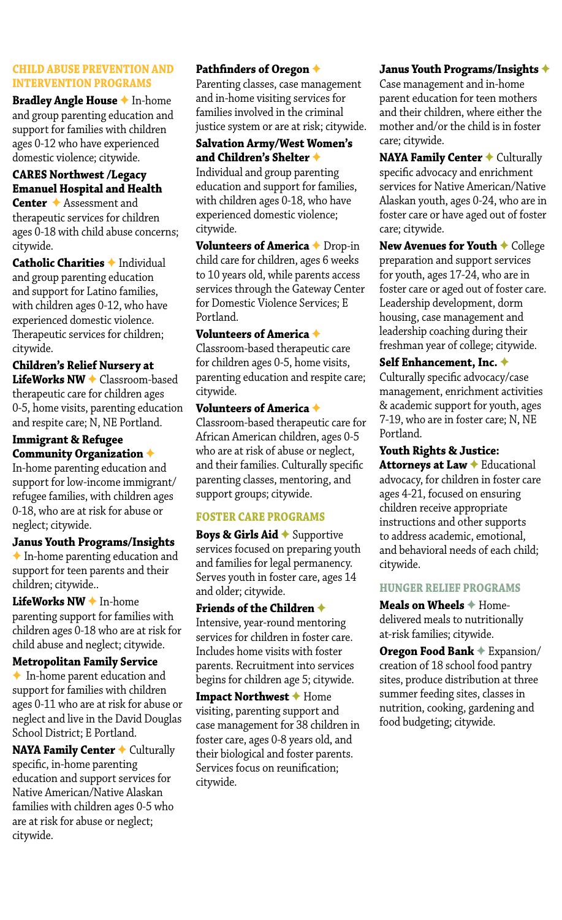## CHILD ABUSE PREVENTION AND INTERVENTION PROGRAMS

**Bradley Angle House** ✦ In-home and group parenting education and support for families with children ages 0-12 who have experienced domestic violence; citywide.

**CARES Northwest /Legacy Emanuel Hospital and Health Center** ✦ Assessment and therapeutic services for children ages 0-18 with child abuse concerns; citywide.

**Catholic Charities** ✦ Individual and group parenting education and support for Latino families, with children ages 0-12, who have experienced domestic violence. Therapeutic services for children; citywide.

**Children's Relief Nursery at LifeWorks NW** ✦ Classroom-based therapeutic care for children ages 0-5, home visits, parenting education and respite care; N, NE Portland.

**Immigrant & Refugee Community Organization** ✦ In-home parenting education and support for low-income immigrant/refugee families, with children ages 0-18, who are at risk for abuse or neglect; citywide.

**Janus Youth Programs/Insights** ✦ In-home parenting education and support for teen parents and their children; citywide..

**LifeWorks NW** ✦ In-home parenting support for families with children ages 0-18 who are at risk for child abuse and neglect; citywide.

**Metropolitan Family Service** ✦ In-home parent education and support for families with children ages 0-11 who are at risk for abuse or neglect and live in the David Douglas School District; E Portland.

**NAYA Family Center** ✦ Culturally specific, in-home parenting education and support services for Native American/Native Alaskan families with children ages 0-5 who are at risk for abuse or neglect; citywide.

**Pathfinders of Oregon** ✦ Parenting classes, case management and in-home visiting services for families involved in the criminal justice system or are at risk; citywide.

**Salvation Army/West Women's and Children's Shelter** ✦ Individual and group parenting education and support for families, with children ages 0-18, who have experienced domestic violence; citywide.

**Volunteers of America** ✦ Drop-in child care for children, ages 6 weeks to 10 years old, while parents access services through the Gateway Center for Domestic Violence Services; E Portland.

**Volunteers of America** ✦ Classroom-based therapeutic care for children ages 0-5, home visits, parenting education and respite care; citywide.

**Volunteers of America** ✦ Classroom-based therapeutic care for African American children, ages 0-5 who are at risk of abuse or neglect, and their families. Culturally specific parenting classes, mentoring, and support groups; citywide.

## FOSTER CARE PROGRAMS

**Boys & Girls Aid** ✦ Supportive services focused on preparing youth and families for legal permanency. Serves youth in foster care, ages 14 and older; citywide.

**Friends of the Children** ✦ Intensive, year-round mentoring services for children in foster care. Includes home visits with foster parents. Recruitment into services begins for children age 5; citywide.

**Impact Northwest** ✦ Home visiting, parenting support and case management for 38 children in foster care, ages 0-8 years old, and their biological and foster parents. Services focus on reunification; citywide.

**Janus Youth Programs/Insights** ✦ Case management and in-home parent education for teen mothers and their children, where either the mother and/or the child is in foster care; citywide.

**NAYA Family Center** ✦ Culturally specific advocacy and enrichment services for Native American/Native Alaskan youth, ages 0-24, who are in foster care or have aged out of foster care; citywide.

**New Avenues for Youth** ✦ College preparation and support services for youth, ages 17-24, who are in foster care or aged out of foster care. Leadership development, dorm housing, case management and leadership coaching during their freshman year of college; citywide.

**Self Enhancement, Inc.** ✦ Culturally specific advocacy/case management, enrichment activities & academic support for youth, ages 7-19, who are in foster care; N, NE Portland.

**Youth Rights & Justice: Attorneys at Law** ✦ Educational advocacy, for children in foster care ages 4-21, focused on ensuring children receive appropriate instructions and other supports to address academic, emotional, and behavioral needs of each child; citywide.

## HUNGER RELIEF PROGRAMS

**Meals on Wheels** ✦ Home-delivered meals to nutritionally at-risk families; citywide.

**Oregon Food Bank** ✦ Expansion/creation of 18 school food pantry sites, produce distribution at three summer feeding sites, classes in nutrition, cooking, gardening and food budgeting; citywide.